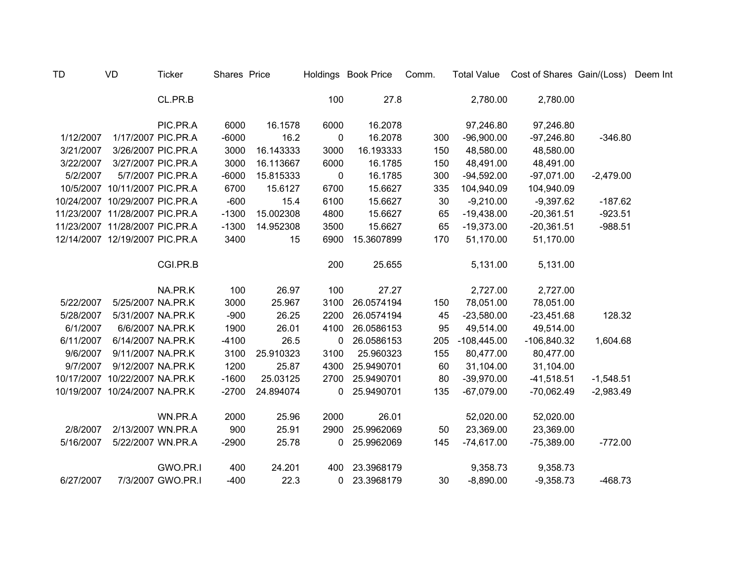| TD | VD | Ticker | Shares | Price | Holdings | Book Price | Comm. | Total Value | Cost of Shares | Gain/(Loss) | Deem Int |
|---|---|---|---|---|---|---|---|---|---|---|---|
| | | CL.PR.B | | | 100 | 27.8 | | 2,780.00 | 2,780.00 | | |
| | | | | | | | | | | | |
| | | PIC.PR.A | 6000 | 16.1578 | 6000 | 16.2078 | | 97,246.80 | 97,246.80 | | |
| 1/12/2007 | 1/17/2007 | PIC.PR.A | -6000 | 16.2 | 0 | 16.2078 | 300 | -96,900.00 | -97,246.80 | -346.80 | |
| 3/21/2007 | 3/26/2007 | PIC.PR.A | 3000 | 16.143333 | 3000 | 16.193333 | 150 | 48,580.00 | 48,580.00 | | |
| 3/22/2007 | 3/27/2007 | PIC.PR.A | 3000 | 16.113667 | 6000 | 16.1785 | 150 | 48,491.00 | 48,491.00 | | |
| 5/2/2007 | 5/7/2007 | PIC.PR.A | -6000 | 15.815333 | 0 | 16.1785 | 300 | -94,592.00 | -97,071.00 | -2,479.00 | |
| 10/5/2007 | 10/11/2007 | PIC.PR.A | 6700 | 15.6127 | 6700 | 15.6627 | 335 | 104,940.09 | 104,940.09 | | |
| 10/24/2007 | 10/29/2007 | PIC.PR.A | -600 | 15.4 | 6100 | 15.6627 | 30 | -9,210.00 | -9,397.62 | -187.62 | |
| 11/23/2007 | 11/28/2007 | PIC.PR.A | -1300 | 15.002308 | 4800 | 15.6627 | 65 | -19,438.00 | -20,361.51 | -923.51 | |
| 11/23/2007 | 11/28/2007 | PIC.PR.A | -1300 | 14.952308 | 3500 | 15.6627 | 65 | -19,373.00 | -20,361.51 | -988.51 | |
| 12/14/2007 | 12/19/2007 | PIC.PR.A | 3400 | 15 | 6900 | 15.3607899 | 170 | 51,170.00 | 51,170.00 | | |
| | | | | | | | | | | | |
| | | CGI.PR.B | | | 200 | 25.655 | | 5,131.00 | 5,131.00 | | |
| | | | | | | | | | | | |
| | | NA.PR.K | 100 | 26.97 | 100 | 27.27 | | 2,727.00 | 2,727.00 | | |
| 5/22/2007 | 5/25/2007 | NA.PR.K | 3000 | 25.967 | 3100 | 26.0574194 | 150 | 78,051.00 | 78,051.00 | | |
| 5/28/2007 | 5/31/2007 | NA.PR.K | -900 | 26.25 | 2200 | 26.0574194 | 45 | -23,580.00 | -23,451.68 | 128.32 | |
| 6/1/2007 | 6/6/2007 | NA.PR.K | 1900 | 26.01 | 4100 | 26.0586153 | 95 | 49,514.00 | 49,514.00 | | |
| 6/11/2007 | 6/14/2007 | NA.PR.K | -4100 | 26.5 | 0 | 26.0586153 | 205 | -108,445.00 | -106,840.32 | 1,604.68 | |
| 9/6/2007 | 9/11/2007 | NA.PR.K | 3100 | 25.910323 | 3100 | 25.960323 | 155 | 80,477.00 | 80,477.00 | | |
| 9/7/2007 | 9/12/2007 | NA.PR.K | 1200 | 25.87 | 4300 | 25.9490701 | 60 | 31,104.00 | 31,104.00 | | |
| 10/17/2007 | 10/22/2007 | NA.PR.K | -1600 | 25.03125 | 2700 | 25.9490701 | 80 | -39,970.00 | -41,518.51 | -1,548.51 | |
| 10/19/2007 | 10/24/2007 | NA.PR.K | -2700 | 24.894074 | 0 | 25.9490701 | 135 | -67,079.00 | -70,062.49 | -2,983.49 | |
| | | | | | | | | | | | |
| | | WN.PR.A | 2000 | 25.96 | 2000 | 26.01 | | 52,020.00 | 52,020.00 | | |
| 2/8/2007 | 2/13/2007 | WN.PR.A | 900 | 25.91 | 2900 | 25.9962069 | 50 | 23,369.00 | 23,369.00 | | |
| 5/16/2007 | 5/22/2007 | WN.PR.A | -2900 | 25.78 | 0 | 25.9962069 | 145 | -74,617.00 | -75,389.00 | -772.00 | |
| | | | | | | | | | | | |
| | | GWO.PR.I | 400 | 24.201 | 400 | 23.3968179 | | 9,358.73 | 9,358.73 | | |
| 6/27/2007 | 7/3/2007 | GWO.PR.I | -400 | 22.3 | 0 | 23.3968179 | 30 | -8,890.00 | -9,358.73 | -468.73 | |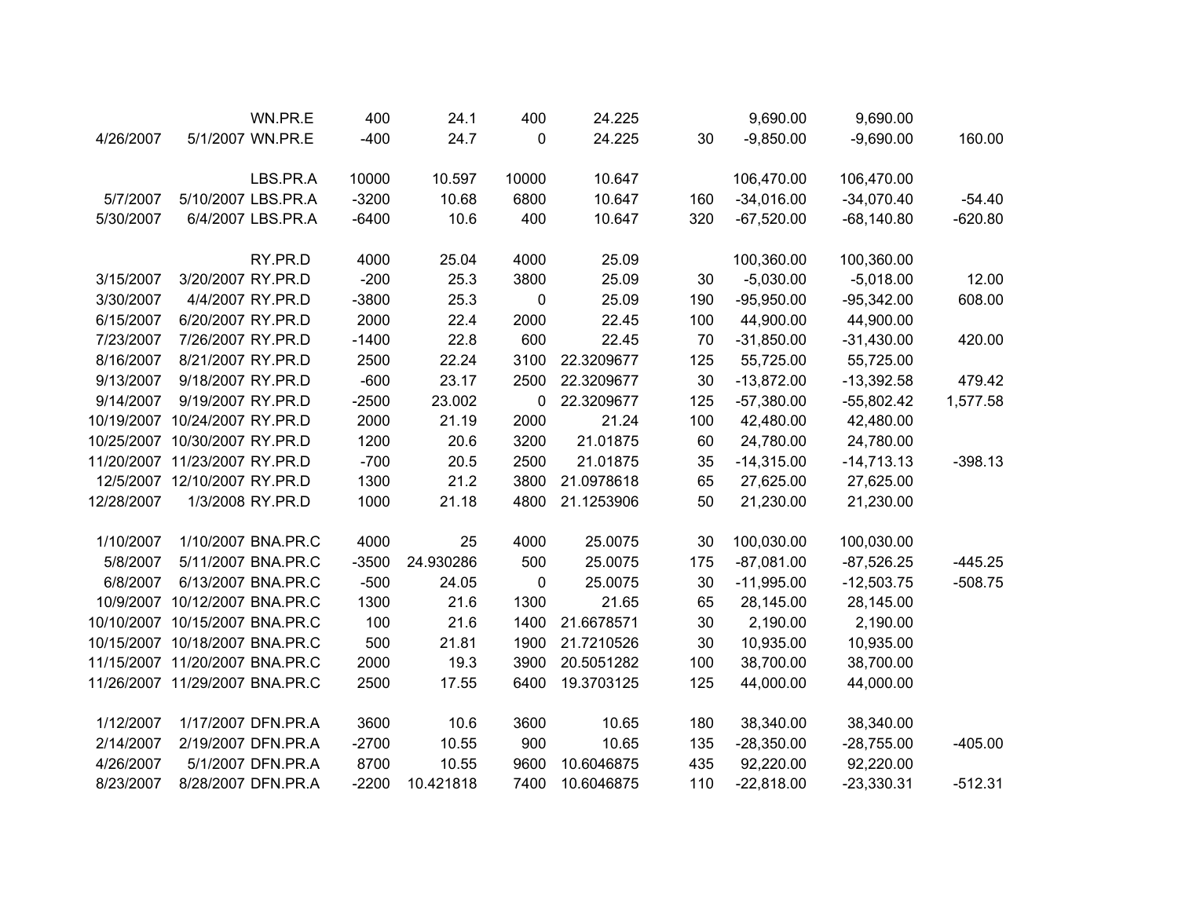| | | | | | | | | | | |
|---|---|---|---|---|---|---|---|---|---|---|
| | | WN.PR.E | 400 | 24.1 | 400 | 24.225 | | 9,690.00 | 9,690.00 | |
| 4/26/2007 | 5/1/2007 | WN.PR.E | -400 | 24.7 | 0 | 24.225 | 30 | -9,850.00 | -9,690.00 | 160.00 |
| | | | | | | | | | | |
| | | LBS.PR.A | 10000 | 10.597 | 10000 | 10.647 | | 106,470.00 | 106,470.00 | |
| 5/7/2007 | 5/10/2007 | LBS.PR.A | -3200 | 10.68 | 6800 | 10.647 | 160 | -34,016.00 | -34,070.40 | -54.40 |
| 5/30/2007 | 6/4/2007 | LBS.PR.A | -6400 | 10.6 | 400 | 10.647 | 320 | -67,520.00 | -68,140.80 | -620.80 |
| | | | | | | | | | | |
| | | RY.PR.D | 4000 | 25.04 | 4000 | 25.09 | | 100,360.00 | 100,360.00 | |
| 3/15/2007 | 3/20/2007 | RY.PR.D | -200 | 25.3 | 3800 | 25.09 | 30 | -5,030.00 | -5,018.00 | 12.00 |
| 3/30/2007 | 4/4/2007 | RY.PR.D | -3800 | 25.3 | 0 | 25.09 | 190 | -95,950.00 | -95,342.00 | 608.00 |
| 6/15/2007 | 6/20/2007 | RY.PR.D | 2000 | 22.4 | 2000 | 22.45 | 100 | 44,900.00 | 44,900.00 | |
| 7/23/2007 | 7/26/2007 | RY.PR.D | -1400 | 22.8 | 600 | 22.45 | 70 | -31,850.00 | -31,430.00 | 420.00 |
| 8/16/2007 | 8/21/2007 | RY.PR.D | 2500 | 22.24 | 3100 | 22.3209677 | 125 | 55,725.00 | 55,725.00 | |
| 9/13/2007 | 9/18/2007 | RY.PR.D | -600 | 23.17 | 2500 | 22.3209677 | 30 | -13,872.00 | -13,392.58 | 479.42 |
| 9/14/2007 | 9/19/2007 | RY.PR.D | -2500 | 23.002 | 0 | 22.3209677 | 125 | -57,380.00 | -55,802.42 | 1,577.58 |
| 10/19/2007 | 10/24/2007 | RY.PR.D | 2000 | 21.19 | 2000 | 21.24 | 100 | 42,480.00 | 42,480.00 | |
| 10/25/2007 | 10/30/2007 | RY.PR.D | 1200 | 20.6 | 3200 | 21.01875 | 60 | 24,780.00 | 24,780.00 | |
| 11/20/2007 | 11/23/2007 | RY.PR.D | -700 | 20.5 | 2500 | 21.01875 | 35 | -14,315.00 | -14,713.13 | -398.13 |
| 12/5/2007 | 12/10/2007 | RY.PR.D | 1300 | 21.2 | 3800 | 21.0978618 | 65 | 27,625.00 | 27,625.00 | |
| 12/28/2007 | 1/3/2008 | RY.PR.D | 1000 | 21.18 | 4800 | 21.1253906 | 50 | 21,230.00 | 21,230.00 | |
| | | | | | | | | | | |
| 1/10/2007 | 1/10/2007 | BNA.PR.C | 4000 | 25 | 4000 | 25.0075 | 30 | 100,030.00 | 100,030.00 | |
| 5/8/2007 | 5/11/2007 | BNA.PR.C | -3500 | 24.930286 | 500 | 25.0075 | 175 | -87,081.00 | -87,526.25 | -445.25 |
| 6/8/2007 | 6/13/2007 | BNA.PR.C | -500 | 24.05 | 0 | 25.0075 | 30 | -11,995.00 | -12,503.75 | -508.75 |
| 10/9/2007 | 10/12/2007 | BNA.PR.C | 1300 | 21.6 | 1300 | 21.65 | 65 | 28,145.00 | 28,145.00 | |
| 10/10/2007 | 10/15/2007 | BNA.PR.C | 100 | 21.6 | 1400 | 21.6678571 | 30 | 2,190.00 | 2,190.00 | |
| 10/15/2007 | 10/18/2007 | BNA.PR.C | 500 | 21.81 | 1900 | 21.7210526 | 30 | 10,935.00 | 10,935.00 | |
| 11/15/2007 | 11/20/2007 | BNA.PR.C | 2000 | 19.3 | 3900 | 20.5051282 | 100 | 38,700.00 | 38,700.00 | |
| 11/26/2007 | 11/29/2007 | BNA.PR.C | 2500 | 17.55 | 6400 | 19.3703125 | 125 | 44,000.00 | 44,000.00 | |
| | | | | | | | | | | |
| 1/12/2007 | 1/17/2007 | DFN.PR.A | 3600 | 10.6 | 3600 | 10.65 | 180 | 38,340.00 | 38,340.00 | |
| 2/14/2007 | 2/19/2007 | DFN.PR.A | -2700 | 10.55 | 900 | 10.65 | 135 | -28,350.00 | -28,755.00 | -405.00 |
| 4/26/2007 | 5/1/2007 | DFN.PR.A | 8700 | 10.55 | 9600 | 10.6046875 | 435 | 92,220.00 | 92,220.00 | |
| 8/23/2007 | 8/28/2007 | DFN.PR.A | -2200 | 10.421818 | 7400 | 10.6046875 | 110 | -22,818.00 | -23,330.31 | -512.31 |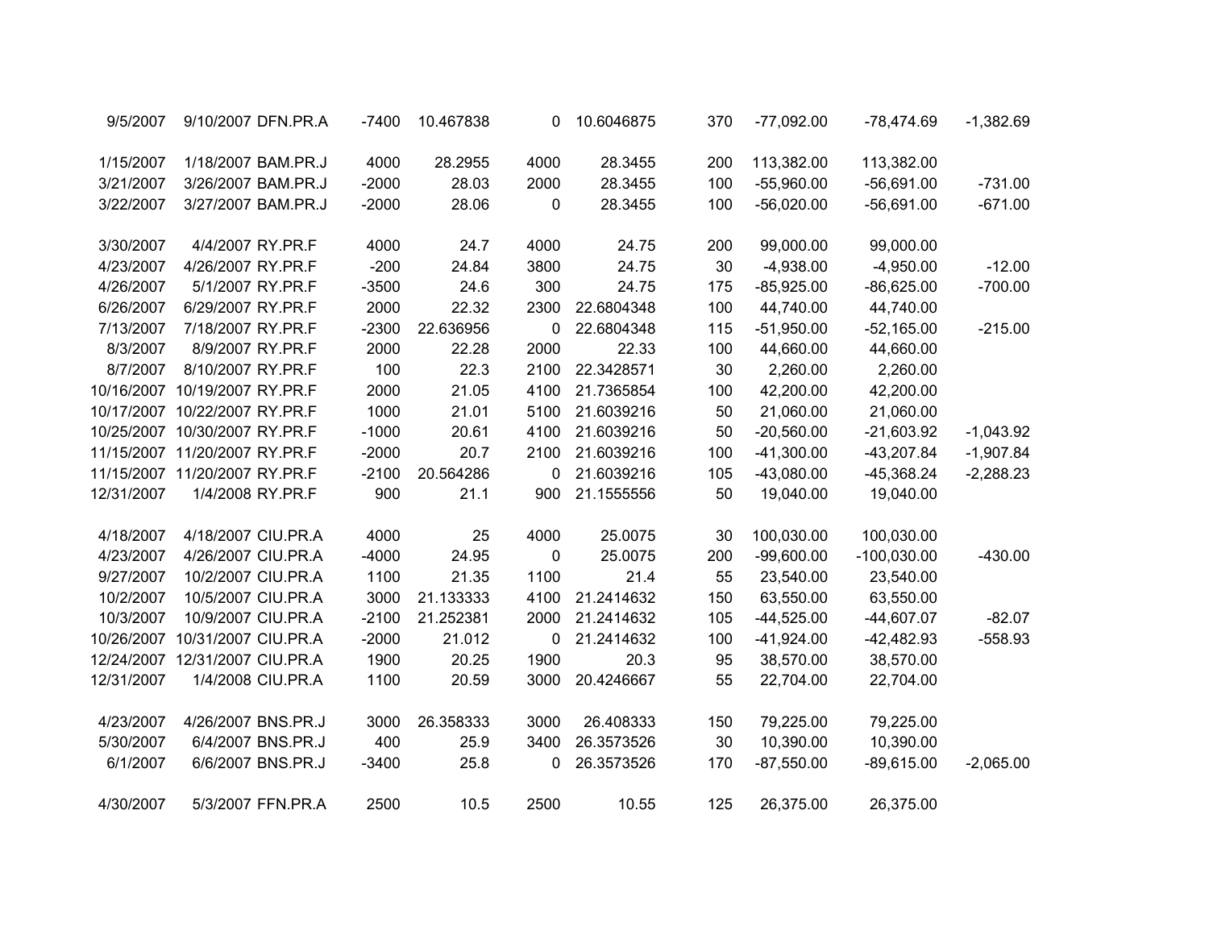| | | | | | | | | | | |
|---|---|---|---|---|---|---|---|---|---|---|
| 9/5/2007 | 9/10/2007 | DFN.PR.A | -7400 | 10.467838 | 0 | 10.6046875 | 370 | -77,092.00 | -78,474.69 | -1,382.69 |
| | | | | | | | | | | |
| 1/15/2007 | 1/18/2007 | BAM.PR.J | 4000 | 28.2955 | 4000 | 28.3455 | 200 | 113,382.00 | 113,382.00 | |
| 3/21/2007 | 3/26/2007 | BAM.PR.J | -2000 | 28.03 | 2000 | 28.3455 | 100 | -55,960.00 | -56,691.00 | -731.00 |
| 3/22/2007 | 3/27/2007 | BAM.PR.J | -2000 | 28.06 | 0 | 28.3455 | 100 | -56,020.00 | -56,691.00 | -671.00 |
| | | | | | | | | | | |
| 3/30/2007 | 4/4/2007 | RY.PR.F | 4000 | 24.7 | 4000 | 24.75 | 200 | 99,000.00 | 99,000.00 | |
| 4/23/2007 | 4/26/2007 | RY.PR.F | -200 | 24.84 | 3800 | 24.75 | 30 | -4,938.00 | -4,950.00 | -12.00 |
| 4/26/2007 | 5/1/2007 | RY.PR.F | -3500 | 24.6 | 300 | 24.75 | 175 | -85,925.00 | -86,625.00 | -700.00 |
| 6/26/2007 | 6/29/2007 | RY.PR.F | 2000 | 22.32 | 2300 | 22.6804348 | 100 | 44,740.00 | 44,740.00 | |
| 7/13/2007 | 7/18/2007 | RY.PR.F | -2300 | 22.636956 | 0 | 22.6804348 | 115 | -51,950.00 | -52,165.00 | -215.00 |
| 8/3/2007 | 8/9/2007 | RY.PR.F | 2000 | 22.28 | 2000 | 22.33 | 100 | 44,660.00 | 44,660.00 | |
| 8/7/2007 | 8/10/2007 | RY.PR.F | 100 | 22.3 | 2100 | 22.3428571 | 30 | 2,260.00 | 2,260.00 | |
| 10/16/2007 | 10/19/2007 | RY.PR.F | 2000 | 21.05 | 4100 | 21.7365854 | 100 | 42,200.00 | 42,200.00 | |
| 10/17/2007 | 10/22/2007 | RY.PR.F | 1000 | 21.01 | 5100 | 21.6039216 | 50 | 21,060.00 | 21,060.00 | |
| 10/25/2007 | 10/30/2007 | RY.PR.F | -1000 | 20.61 | 4100 | 21.6039216 | 50 | -20,560.00 | -21,603.92 | -1,043.92 |
| 11/15/2007 | 11/20/2007 | RY.PR.F | -2000 | 20.7 | 2100 | 21.6039216 | 100 | -41,300.00 | -43,207.84 | -1,907.84 |
| 11/15/2007 | 11/20/2007 | RY.PR.F | -2100 | 20.564286 | 0 | 21.6039216 | 105 | -43,080.00 | -45,368.24 | -2,288.23 |
| 12/31/2007 | 1/4/2008 | RY.PR.F | 900 | 21.1 | 900 | 21.1555556 | 50 | 19,040.00 | 19,040.00 | |
| | | | | | | | | | | |
| 4/18/2007 | 4/18/2007 | CIU.PR.A | 4000 | 25 | 4000 | 25.0075 | 30 | 100,030.00 | 100,030.00 | |
| 4/23/2007 | 4/26/2007 | CIU.PR.A | -4000 | 24.95 | 0 | 25.0075 | 200 | -99,600.00 | -100,030.00 | -430.00 |
| 9/27/2007 | 10/2/2007 | CIU.PR.A | 1100 | 21.35 | 1100 | 21.4 | 55 | 23,540.00 | 23,540.00 | |
| 10/2/2007 | 10/5/2007 | CIU.PR.A | 3000 | 21.133333 | 4100 | 21.2414632 | 150 | 63,550.00 | 63,550.00 | |
| 10/3/2007 | 10/9/2007 | CIU.PR.A | -2100 | 21.252381 | 2000 | 21.2414632 | 105 | -44,525.00 | -44,607.07 | -82.07 |
| 10/26/2007 | 10/31/2007 | CIU.PR.A | -2000 | 21.012 | 0 | 21.2414632 | 100 | -41,924.00 | -42,482.93 | -558.93 |
| 12/24/2007 | 12/31/2007 | CIU.PR.A | 1900 | 20.25 | 1900 | 20.3 | 95 | 38,570.00 | 38,570.00 | |
| 12/31/2007 | 1/4/2008 | CIU.PR.A | 1100 | 20.59 | 3000 | 20.4246667 | 55 | 22,704.00 | 22,704.00 | |
| | | | | | | | | | | |
| 4/23/2007 | 4/26/2007 | BNS.PR.J | 3000 | 26.358333 | 3000 | 26.408333 | 150 | 79,225.00 | 79,225.00 | |
| 5/30/2007 | 6/4/2007 | BNS.PR.J | 400 | 25.9 | 3400 | 26.3573526 | 30 | 10,390.00 | 10,390.00 | |
| 6/1/2007 | 6/6/2007 | BNS.PR.J | -3400 | 25.8 | 0 | 26.3573526 | 170 | -87,550.00 | -89,615.00 | -2,065.00 |
| | | | | | | | | | | |
| 4/30/2007 | 5/3/2007 | FFN.PR.A | 2500 | 10.5 | 2500 | 10.55 | 125 | 26,375.00 | 26,375.00 | |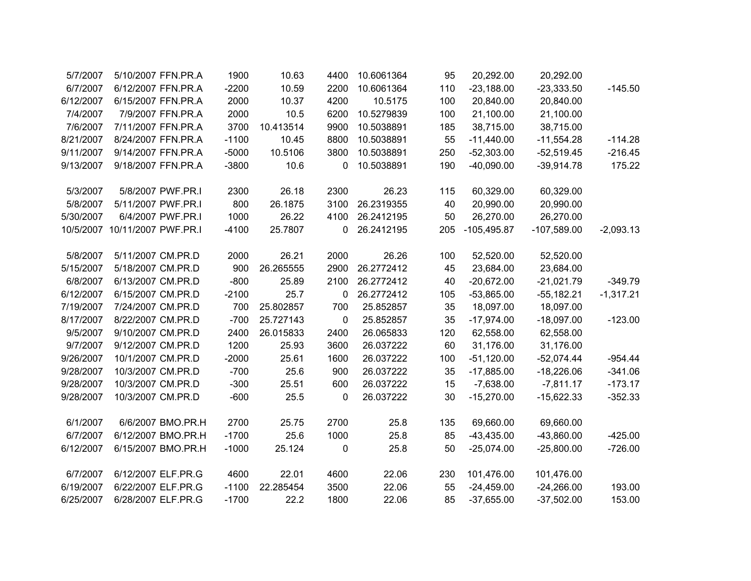| | | | | | | | | | | |
|---|---|---|---|---|---|---|---|---|---|---|
| 5/7/2007 | 5/10/2007 | FFN.PR.A | 1900 | 10.63 | 4400 | 10.6061364 | 95 | 20,292.00 | 20,292.00 | |
| 6/7/2007 | 6/12/2007 | FFN.PR.A | -2200 | 10.59 | 2200 | 10.6061364 | 110 | -23,188.00 | -23,333.50 | -145.50 |
| 6/12/2007 | 6/15/2007 | FFN.PR.A | 2000 | 10.37 | 4200 | 10.5175 | 100 | 20,840.00 | 20,840.00 | |
| 7/4/2007 | 7/9/2007 | FFN.PR.A | 2000 | 10.5 | 6200 | 10.5279839 | 100 | 21,100.00 | 21,100.00 | |
| 7/6/2007 | 7/11/2007 | FFN.PR.A | 3700 | 10.413514 | 9900 | 10.5038891 | 185 | 38,715.00 | 38,715.00 | |
| 8/21/2007 | 8/24/2007 | FFN.PR.A | -1100 | 10.45 | 8800 | 10.5038891 | 55 | -11,440.00 | -11,554.28 | -114.28 |
| 9/11/2007 | 9/14/2007 | FFN.PR.A | -5000 | 10.5106 | 3800 | 10.5038891 | 250 | -52,303.00 | -52,519.45 | -216.45 |
| 9/13/2007 | 9/18/2007 | FFN.PR.A | -3800 | 10.6 | 0 | 10.5038891 | 190 | -40,090.00 | -39,914.78 | 175.22 |
| | | | | | | | | | | |
| 5/3/2007 | 5/8/2007 | PWF.PR.I | 2300 | 26.18 | 2300 | 26.23 | 115 | 60,329.00 | 60,329.00 | |
| 5/8/2007 | 5/11/2007 | PWF.PR.I | 800 | 26.1875 | 3100 | 26.2319355 | 40 | 20,990.00 | 20,990.00 | |
| 5/30/2007 | 6/4/2007 | PWF.PR.I | 1000 | 26.22 | 4100 | 26.2412195 | 50 | 26,270.00 | 26,270.00 | |
| 10/5/2007 | 10/11/2007 | PWF.PR.I | -4100 | 25.7807 | 0 | 26.2412195 | 205 | -105,495.87 | -107,589.00 | -2,093.13 |
| | | | | | | | | | | |
| 5/8/2007 | 5/11/2007 | CM.PR.D | 2000 | 26.21 | 2000 | 26.26 | 100 | 52,520.00 | 52,520.00 | |
| 5/15/2007 | 5/18/2007 | CM.PR.D | 900 | 26.265555 | 2900 | 26.2772412 | 45 | 23,684.00 | 23,684.00 | |
| 6/8/2007 | 6/13/2007 | CM.PR.D | -800 | 25.89 | 2100 | 26.2772412 | 40 | -20,672.00 | -21,021.79 | -349.79 |
| 6/12/2007 | 6/15/2007 | CM.PR.D | -2100 | 25.7 | 0 | 26.2772412 | 105 | -53,865.00 | -55,182.21 | -1,317.21 |
| 7/19/2007 | 7/24/2007 | CM.PR.D | 700 | 25.802857 | 700 | 25.852857 | 35 | 18,097.00 | 18,097.00 | |
| 8/17/2007 | 8/22/2007 | CM.PR.D | -700 | 25.727143 | 0 | 25.852857 | 35 | -17,974.00 | -18,097.00 | -123.00 |
| 9/5/2007 | 9/10/2007 | CM.PR.D | 2400 | 26.015833 | 2400 | 26.065833 | 120 | 62,558.00 | 62,558.00 | |
| 9/7/2007 | 9/12/2007 | CM.PR.D | 1200 | 25.93 | 3600 | 26.037222 | 60 | 31,176.00 | 31,176.00 | |
| 9/26/2007 | 10/1/2007 | CM.PR.D | -2000 | 25.61 | 1600 | 26.037222 | 100 | -51,120.00 | -52,074.44 | -954.44 |
| 9/28/2007 | 10/3/2007 | CM.PR.D | -700 | 25.6 | 900 | 26.037222 | 35 | -17,885.00 | -18,226.06 | -341.06 |
| 9/28/2007 | 10/3/2007 | CM.PR.D | -300 | 25.51 | 600 | 26.037222 | 15 | -7,638.00 | -7,811.17 | -173.17 |
| 9/28/2007 | 10/3/2007 | CM.PR.D | -600 | 25.5 | 0 | 26.037222 | 30 | -15,270.00 | -15,622.33 | -352.33 |
| | | | | | | | | | | |
| 6/1/2007 | 6/6/2007 | BMO.PR.H | 2700 | 25.75 | 2700 | 25.8 | 135 | 69,660.00 | 69,660.00 | |
| 6/7/2007 | 6/12/2007 | BMO.PR.H | -1700 | 25.6 | 1000 | 25.8 | 85 | -43,435.00 | -43,860.00 | -425.00 |
| 6/12/2007 | 6/15/2007 | BMO.PR.H | -1000 | 25.124 | 0 | 25.8 | 50 | -25,074.00 | -25,800.00 | -726.00 |
| | | | | | | | | | | |
| 6/7/2007 | 6/12/2007 | ELF.PR.G | 4600 | 22.01 | 4600 | 22.06 | 230 | 101,476.00 | 101,476.00 | |
| 6/19/2007 | 6/22/2007 | ELF.PR.G | -1100 | 22.285454 | 3500 | 22.06 | 55 | -24,459.00 | -24,266.00 | 193.00 |
| 6/25/2007 | 6/28/2007 | ELF.PR.G | -1700 | 22.2 | 1800 | 22.06 | 85 | -37,655.00 | -37,502.00 | 153.00 |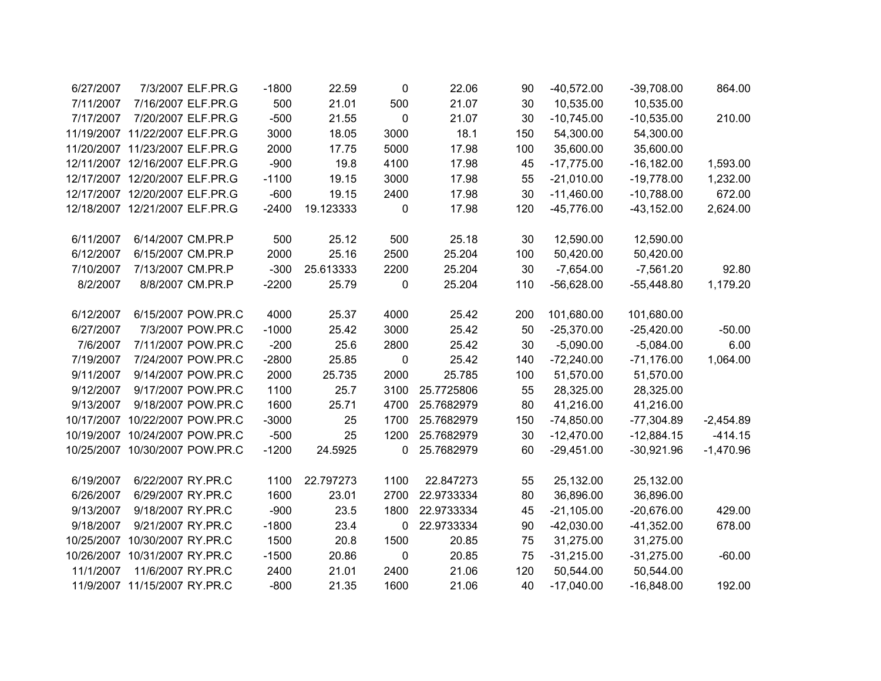| | | | | | | | | | | |
|---|---|---|---|---|---|---|---|---|---|---|
| 6/27/2007 | 7/3/2007 | ELF.PR.G | -1800 | 22.59 | 0 | 22.06 | 90 | -40,572.00 | -39,708.00 | 864.00 |
| 7/11/2007 | 7/16/2007 | ELF.PR.G | 500 | 21.01 | 500 | 21.07 | 30 | 10,535.00 | 10,535.00 | |
| 7/17/2007 | 7/20/2007 | ELF.PR.G | -500 | 21.55 | 0 | 21.07 | 30 | -10,745.00 | -10,535.00 | 210.00 |
| 11/19/2007 | 11/22/2007 | ELF.PR.G | 3000 | 18.05 | 3000 | 18.1 | 150 | 54,300.00 | 54,300.00 | |
| 11/20/2007 | 11/23/2007 | ELF.PR.G | 2000 | 17.75 | 5000 | 17.98 | 100 | 35,600.00 | 35,600.00 | |
| 12/11/2007 | 12/16/2007 | ELF.PR.G | -900 | 19.8 | 4100 | 17.98 | 45 | -17,775.00 | -16,182.00 | 1,593.00 |
| 12/17/2007 | 12/20/2007 | ELF.PR.G | -1100 | 19.15 | 3000 | 17.98 | 55 | -21,010.00 | -19,778.00 | 1,232.00 |
| 12/17/2007 | 12/20/2007 | ELF.PR.G | -600 | 19.15 | 2400 | 17.98 | 30 | -11,460.00 | -10,788.00 | 672.00 |
| 12/18/2007 | 12/21/2007 | ELF.PR.G | -2400 | 19.123333 | 0 | 17.98 | 120 | -45,776.00 | -43,152.00 | 2,624.00 |
| | | | | | | | | | | |
| 6/11/2007 | 6/14/2007 | CM.PR.P | 500 | 25.12 | 500 | 25.18 | 30 | 12,590.00 | 12,590.00 | |
| 6/12/2007 | 6/15/2007 | CM.PR.P | 2000 | 25.16 | 2500 | 25.204 | 100 | 50,420.00 | 50,420.00 | |
| 7/10/2007 | 7/13/2007 | CM.PR.P | -300 | 25.613333 | 2200 | 25.204 | 30 | -7,654.00 | -7,561.20 | 92.80 |
| 8/2/2007 | 8/8/2007 | CM.PR.P | -2200 | 25.79 | 0 | 25.204 | 110 | -56,628.00 | -55,448.80 | 1,179.20 |
| | | | | | | | | | | |
| 6/12/2007 | 6/15/2007 | POW.PR.C | 4000 | 25.37 | 4000 | 25.42 | 200 | 101,680.00 | 101,680.00 | |
| 6/27/2007 | 7/3/2007 | POW.PR.C | -1000 | 25.42 | 3000 | 25.42 | 50 | -25,370.00 | -25,420.00 | -50.00 |
| 7/6/2007 | 7/11/2007 | POW.PR.C | -200 | 25.6 | 2800 | 25.42 | 30 | -5,090.00 | -5,084.00 | 6.00 |
| 7/19/2007 | 7/24/2007 | POW.PR.C | -2800 | 25.85 | 0 | 25.42 | 140 | -72,240.00 | -71,176.00 | 1,064.00 |
| 9/11/2007 | 9/14/2007 | POW.PR.C | 2000 | 25.735 | 2000 | 25.785 | 100 | 51,570.00 | 51,570.00 | |
| 9/12/2007 | 9/17/2007 | POW.PR.C | 1100 | 25.7 | 3100 | 25.7725806 | 55 | 28,325.00 | 28,325.00 | |
| 9/13/2007 | 9/18/2007 | POW.PR.C | 1600 | 25.71 | 4700 | 25.7682979 | 80 | 41,216.00 | 41,216.00 | |
| 10/17/2007 | 10/22/2007 | POW.PR.C | -3000 | 25 | 1700 | 25.7682979 | 150 | -74,850.00 | -77,304.89 | -2,454.89 |
| 10/19/2007 | 10/24/2007 | POW.PR.C | -500 | 25 | 1200 | 25.7682979 | 30 | -12,470.00 | -12,884.15 | -414.15 |
| 10/25/2007 | 10/30/2007 | POW.PR.C | -1200 | 24.5925 | 0 | 25.7682979 | 60 | -29,451.00 | -30,921.96 | -1,470.96 |
| | | | | | | | | | | |
| 6/19/2007 | 6/22/2007 | RY.PR.C | 1100 | 22.797273 | 1100 | 22.847273 | 55 | 25,132.00 | 25,132.00 | |
| 6/26/2007 | 6/29/2007 | RY.PR.C | 1600 | 23.01 | 2700 | 22.9733334 | 80 | 36,896.00 | 36,896.00 | |
| 9/13/2007 | 9/18/2007 | RY.PR.C | -900 | 23.5 | 1800 | 22.9733334 | 45 | -21,105.00 | -20,676.00 | 429.00 |
| 9/18/2007 | 9/21/2007 | RY.PR.C | -1800 | 23.4 | 0 | 22.9733334 | 90 | -42,030.00 | -41,352.00 | 678.00 |
| 10/25/2007 | 10/30/2007 | RY.PR.C | 1500 | 20.8 | 1500 | 20.85 | 75 | 31,275.00 | 31,275.00 | |
| 10/26/2007 | 10/31/2007 | RY.PR.C | -1500 | 20.86 | 0 | 20.85 | 75 | -31,215.00 | -31,275.00 | -60.00 |
| 11/1/2007 | 11/6/2007 | RY.PR.C | 2400 | 21.01 | 2400 | 21.06 | 120 | 50,544.00 | 50,544.00 | |
| 11/9/2007 | 11/15/2007 | RY.PR.C | -800 | 21.35 | 1600 | 21.06 | 40 | -17,040.00 | -16,848.00 | 192.00 |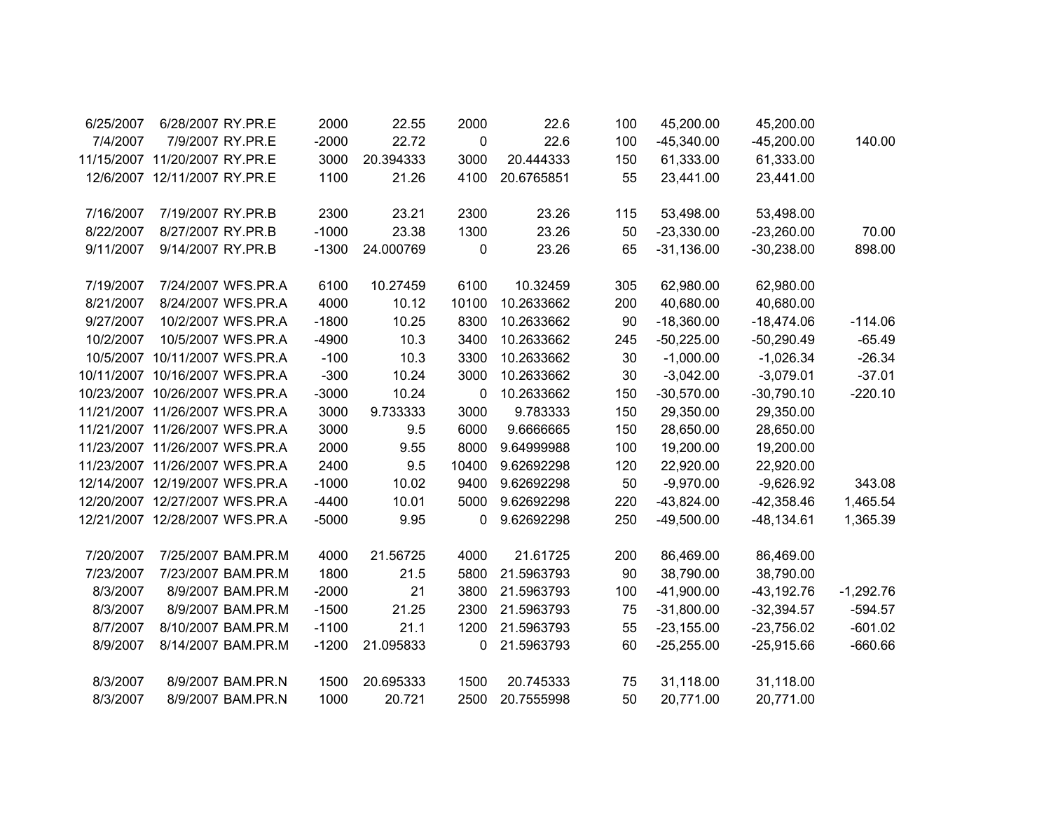| | | | | | | | | | | |
|---|---|---|---|---|---|---|---|---|---|---|
| 6/25/2007 | 6/28/2007 | RY.PR.E | 2000 | 22.55 | 2000 | 22.6 | 100 | 45,200.00 | 45,200.00 | |
| 7/4/2007 | 7/9/2007 | RY.PR.E | -2000 | 22.72 | 0 | 22.6 | 100 | -45,340.00 | -45,200.00 | 140.00 |
| 11/15/2007 | 11/20/2007 | RY.PR.E | 3000 | 20.394333 | 3000 | 20.444333 | 150 | 61,333.00 | 61,333.00 | |
| 12/6/2007 | 12/11/2007 | RY.PR.E | 1100 | 21.26 | 4100 | 20.6765851 | 55 | 23,441.00 | 23,441.00 | |
| | | | | | | | | | | |
| 7/16/2007 | 7/19/2007 | RY.PR.B | 2300 | 23.21 | 2300 | 23.26 | 115 | 53,498.00 | 53,498.00 | |
| 8/22/2007 | 8/27/2007 | RY.PR.B | -1000 | 23.38 | 1300 | 23.26 | 50 | -23,330.00 | -23,260.00 | 70.00 |
| 9/11/2007 | 9/14/2007 | RY.PR.B | -1300 | 24.000769 | 0 | 23.26 | 65 | -31,136.00 | -30,238.00 | 898.00 |
| | | | | | | | | | | |
| 7/19/2007 | 7/24/2007 | WFS.PR.A | 6100 | 10.27459 | 6100 | 10.32459 | 305 | 62,980.00 | 62,980.00 | |
| 8/21/2007 | 8/24/2007 | WFS.PR.A | 4000 | 10.12 | 10100 | 10.2633662 | 200 | 40,680.00 | 40,680.00 | |
| 9/27/2007 | 10/2/2007 | WFS.PR.A | -1800 | 10.25 | 8300 | 10.2633662 | 90 | -18,360.00 | -18,474.06 | -114.06 |
| 10/2/2007 | 10/5/2007 | WFS.PR.A | -4900 | 10.3 | 3400 | 10.2633662 | 245 | -50,225.00 | -50,290.49 | -65.49 |
| 10/5/2007 | 10/11/2007 | WFS.PR.A | -100 | 10.3 | 3300 | 10.2633662 | 30 | -1,000.00 | -1,026.34 | -26.34 |
| 10/11/2007 | 10/16/2007 | WFS.PR.A | -300 | 10.24 | 3000 | 10.2633662 | 30 | -3,042.00 | -3,079.01 | -37.01 |
| 10/23/2007 | 10/26/2007 | WFS.PR.A | -3000 | 10.24 | 0 | 10.2633662 | 150 | -30,570.00 | -30,790.10 | -220.10 |
| 11/21/2007 | 11/26/2007 | WFS.PR.A | 3000 | 9.733333 | 3000 | 9.783333 | 150 | 29,350.00 | 29,350.00 | |
| 11/21/2007 | 11/26/2007 | WFS.PR.A | 3000 | 9.5 | 6000 | 9.6666665 | 150 | 28,650.00 | 28,650.00 | |
| 11/23/2007 | 11/26/2007 | WFS.PR.A | 2000 | 9.55 | 8000 | 9.64999988 | 100 | 19,200.00 | 19,200.00 | |
| 11/23/2007 | 11/26/2007 | WFS.PR.A | 2400 | 9.5 | 10400 | 9.62692298 | 120 | 22,920.00 | 22,920.00 | |
| 12/14/2007 | 12/19/2007 | WFS.PR.A | -1000 | 10.02 | 9400 | 9.62692298 | 50 | -9,970.00 | -9,626.92 | 343.08 |
| 12/20/2007 | 12/27/2007 | WFS.PR.A | -4400 | 10.01 | 5000 | 9.62692298 | 220 | -43,824.00 | -42,358.46 | 1,465.54 |
| 12/21/2007 | 12/28/2007 | WFS.PR.A | -5000 | 9.95 | 0 | 9.62692298 | 250 | -49,500.00 | -48,134.61 | 1,365.39 |
| | | | | | | | | | | |
| 7/20/2007 | 7/25/2007 | BAM.PR.M | 4000 | 21.56725 | 4000 | 21.61725 | 200 | 86,469.00 | 86,469.00 | |
| 7/23/2007 | 7/23/2007 | BAM.PR.M | 1800 | 21.5 | 5800 | 21.5963793 | 90 | 38,790.00 | 38,790.00 | |
| 8/3/2007 | 8/9/2007 | BAM.PR.M | -2000 | 21 | 3800 | 21.5963793 | 100 | -41,900.00 | -43,192.76 | -1,292.76 |
| 8/3/2007 | 8/9/2007 | BAM.PR.M | -1500 | 21.25 | 2300 | 21.5963793 | 75 | -31,800.00 | -32,394.57 | -594.57 |
| 8/7/2007 | 8/10/2007 | BAM.PR.M | -1100 | 21.1 | 1200 | 21.5963793 | 55 | -23,155.00 | -23,756.02 | -601.02 |
| 8/9/2007 | 8/14/2007 | BAM.PR.M | -1200 | 21.095833 | 0 | 21.5963793 | 60 | -25,255.00 | -25,915.66 | -660.66 |
| | | | | | | | | | | |
| 8/3/2007 | 8/9/2007 | BAM.PR.N | 1500 | 20.695333 | 1500 | 20.745333 | 75 | 31,118.00 | 31,118.00 | |
| 8/3/2007 | 8/9/2007 | BAM.PR.N | 1000 | 20.721 | 2500 | 20.7555998 | 50 | 20,771.00 | 20,771.00 | |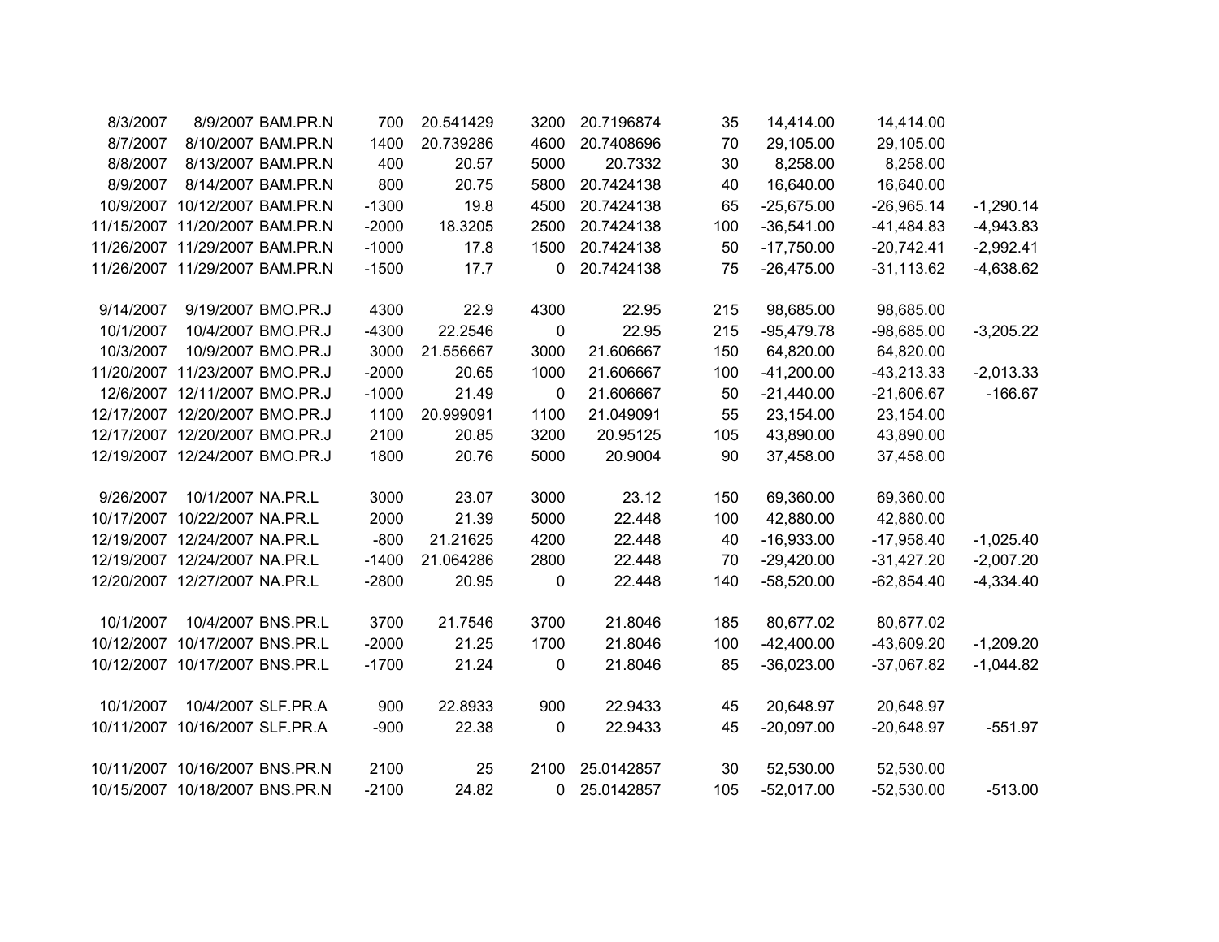| | | | | | | | | | | |
|---|---|---|---|---|---|---|---|---|---|---|
| 8/3/2007 | 8/9/2007 | BAM.PR.N | 700 | 20.541429 | 3200 | 20.7196874 | 35 | 14,414.00 | 14,414.00 | |
| 8/7/2007 | 8/10/2007 | BAM.PR.N | 1400 | 20.739286 | 4600 | 20.7408696 | 70 | 29,105.00 | 29,105.00 | |
| 8/8/2007 | 8/13/2007 | BAM.PR.N | 400 | 20.57 | 5000 | 20.7332 | 30 | 8,258.00 | 8,258.00 | |
| 8/9/2007 | 8/14/2007 | BAM.PR.N | 800 | 20.75 | 5800 | 20.7424138 | 40 | 16,640.00 | 16,640.00 | |
| 10/9/2007 | 10/12/2007 | BAM.PR.N | -1300 | 19.8 | 4500 | 20.7424138 | 65 | -25,675.00 | -26,965.14 | -1,290.14 |
| 11/15/2007 | 11/20/2007 | BAM.PR.N | -2000 | 18.3205 | 2500 | 20.7424138 | 100 | -36,541.00 | -41,484.83 | -4,943.83 |
| 11/26/2007 | 11/29/2007 | BAM.PR.N | -1000 | 17.8 | 1500 | 20.7424138 | 50 | -17,750.00 | -20,742.41 | -2,992.41 |
| 11/26/2007 | 11/29/2007 | BAM.PR.N | -1500 | 17.7 | 0 | 20.7424138 | 75 | -26,475.00 | -31,113.62 | -4,638.62 |
| | | | | | | | | | | |
| 9/14/2007 | 9/19/2007 | BMO.PR.J | 4300 | 22.9 | 4300 | 22.95 | 215 | 98,685.00 | 98,685.00 | |
| 10/1/2007 | 10/4/2007 | BMO.PR.J | -4300 | 22.2546 | 0 | 22.95 | 215 | -95,479.78 | -98,685.00 | -3,205.22 |
| 10/3/2007 | 10/9/2007 | BMO.PR.J | 3000 | 21.556667 | 3000 | 21.606667 | 150 | 64,820.00 | 64,820.00 | |
| 11/20/2007 | 11/23/2007 | BMO.PR.J | -2000 | 20.65 | 1000 | 21.606667 | 100 | -41,200.00 | -43,213.33 | -2,013.33 |
| 12/6/2007 | 12/11/2007 | BMO.PR.J | -1000 | 21.49 | 0 | 21.606667 | 50 | -21,440.00 | -21,606.67 | -166.67 |
| 12/17/2007 | 12/20/2007 | BMO.PR.J | 1100 | 20.999091 | 1100 | 21.049091 | 55 | 23,154.00 | 23,154.00 | |
| 12/17/2007 | 12/20/2007 | BMO.PR.J | 2100 | 20.85 | 3200 | 20.95125 | 105 | 43,890.00 | 43,890.00 | |
| 12/19/2007 | 12/24/2007 | BMO.PR.J | 1800 | 20.76 | 5000 | 20.9004 | 90 | 37,458.00 | 37,458.00 | |
| | | | | | | | | | | |
| 9/26/2007 | 10/1/2007 | NA.PR.L | 3000 | 23.07 | 3000 | 23.12 | 150 | 69,360.00 | 69,360.00 | |
| 10/17/2007 | 10/22/2007 | NA.PR.L | 2000 | 21.39 | 5000 | 22.448 | 100 | 42,880.00 | 42,880.00 | |
| 12/19/2007 | 12/24/2007 | NA.PR.L | -800 | 21.21625 | 4200 | 22.448 | 40 | -16,933.00 | -17,958.40 | -1,025.40 |
| 12/19/2007 | 12/24/2007 | NA.PR.L | -1400 | 21.064286 | 2800 | 22.448 | 70 | -29,420.00 | -31,427.20 | -2,007.20 |
| 12/20/2007 | 12/27/2007 | NA.PR.L | -2800 | 20.95 | 0 | 22.448 | 140 | -58,520.00 | -62,854.40 | -4,334.40 |
| | | | | | | | | | | |
| 10/1/2007 | 10/4/2007 | BNS.PR.L | 3700 | 21.7546 | 3700 | 21.8046 | 185 | 80,677.02 | 80,677.02 | |
| 10/12/2007 | 10/17/2007 | BNS.PR.L | -2000 | 21.25 | 1700 | 21.8046 | 100 | -42,400.00 | -43,609.20 | -1,209.20 |
| 10/12/2007 | 10/17/2007 | BNS.PR.L | -1700 | 21.24 | 0 | 21.8046 | 85 | -36,023.00 | -37,067.82 | -1,044.82 |
| | | | | | | | | | | |
| 10/1/2007 | 10/4/2007 | SLF.PR.A | 900 | 22.8933 | 900 | 22.9433 | 45 | 20,648.97 | 20,648.97 | |
| 10/11/2007 | 10/16/2007 | SLF.PR.A | -900 | 22.38 | 0 | 22.9433 | 45 | -20,097.00 | -20,648.97 | -551.97 |
| | | | | | | | | | | |
| 10/11/2007 | 10/16/2007 | BNS.PR.N | 2100 | 25 | 2100 | 25.0142857 | 30 | 52,530.00 | 52,530.00 | |
| 10/15/2007 | 10/18/2007 | BNS.PR.N | -2100 | 24.82 | 0 | 25.0142857 | 105 | -52,017.00 | -52,530.00 | -513.00 |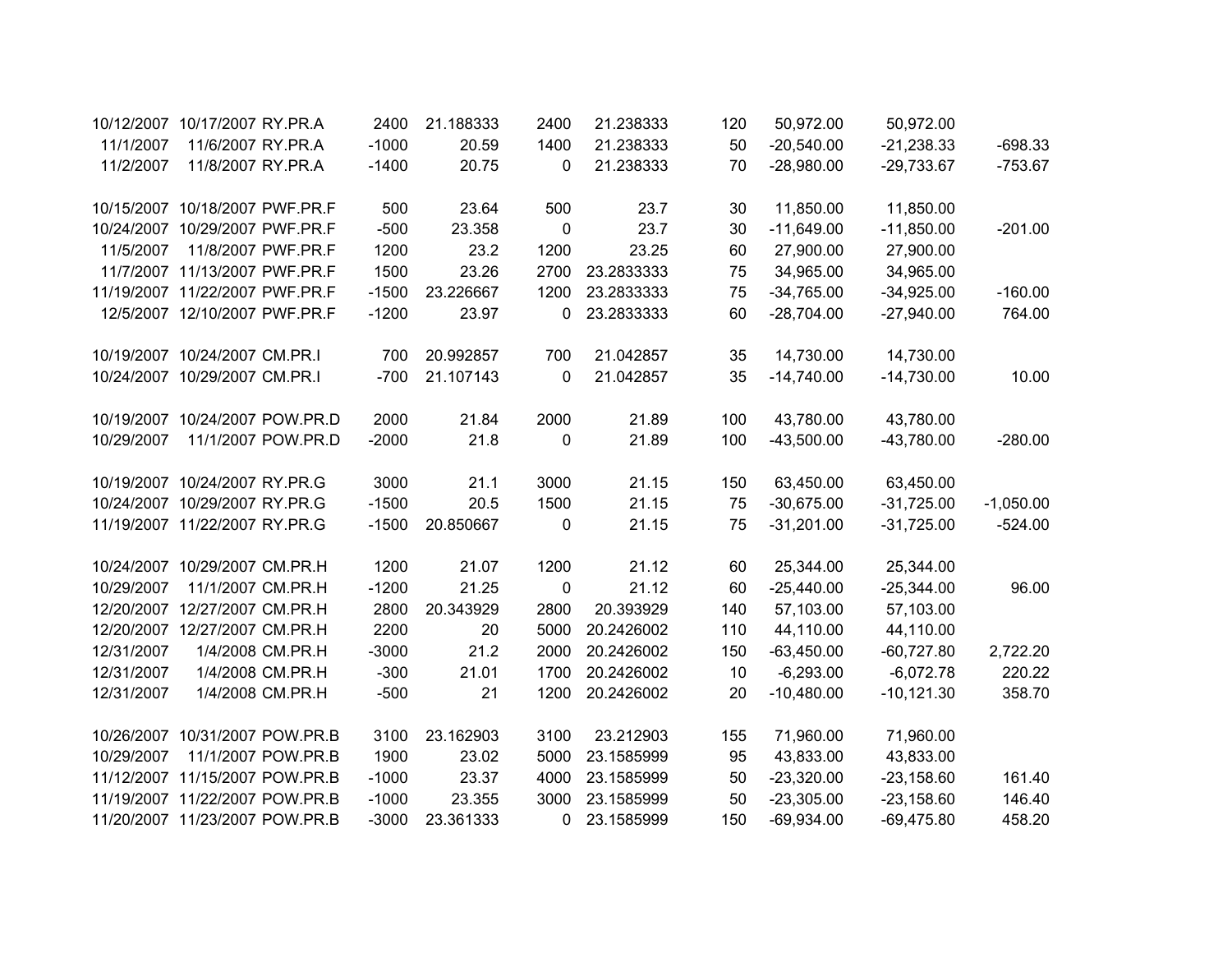| | | | | | | | | | | |
|---|---|---|---|---|---|---|---|---|---|---|
| 10/12/2007 | 10/17/2007 | RY.PR.A | 2400 | 21.188333 | 2400 | 21.238333 | 120 | 50,972.00 | 50,972.00 | |
| 11/1/2007 | 11/6/2007 | RY.PR.A | -1000 | 20.59 | 1400 | 21.238333 | 50 | -20,540.00 | -21,238.33 | -698.33 |
| 11/2/2007 | 11/8/2007 | RY.PR.A | -1400 | 20.75 | 0 | 21.238333 | 70 | -28,980.00 | -29,733.67 | -753.67 |
| | | | | | | | | | | |
| 10/15/2007 | 10/18/2007 | PWF.PR.F | 500 | 23.64 | 500 | 23.7 | 30 | 11,850.00 | 11,850.00 | |
| 10/24/2007 | 10/29/2007 | PWF.PR.F | -500 | 23.358 | 0 | 23.7 | 30 | -11,649.00 | -11,850.00 | -201.00 |
| 11/5/2007 | 11/8/2007 | PWF.PR.F | 1200 | 23.2 | 1200 | 23.25 | 60 | 27,900.00 | 27,900.00 | |
| 11/7/2007 | 11/13/2007 | PWF.PR.F | 1500 | 23.26 | 2700 | 23.2833333 | 75 | 34,965.00 | 34,965.00 | |
| 11/19/2007 | 11/22/2007 | PWF.PR.F | -1500 | 23.226667 | 1200 | 23.2833333 | 75 | -34,765.00 | -34,925.00 | -160.00 |
| 12/5/2007 | 12/10/2007 | PWF.PR.F | -1200 | 23.97 | 0 | 23.2833333 | 60 | -28,704.00 | -27,940.00 | 764.00 |
| | | | | | | | | | | |
| 10/19/2007 | 10/24/2007 | CM.PR.I | 700 | 20.992857 | 700 | 21.042857 | 35 | 14,730.00 | 14,730.00 | |
| 10/24/2007 | 10/29/2007 | CM.PR.I | -700 | 21.107143 | 0 | 21.042857 | 35 | -14,740.00 | -14,730.00 | 10.00 |
| | | | | | | | | | | |
| 10/19/2007 | 10/24/2007 | POW.PR.D | 2000 | 21.84 | 2000 | 21.89 | 100 | 43,780.00 | 43,780.00 | |
| 10/29/2007 | 11/1/2007 | POW.PR.D | -2000 | 21.8 | 0 | 21.89 | 100 | -43,500.00 | -43,780.00 | -280.00 |
| | | | | | | | | | | |
| 10/19/2007 | 10/24/2007 | RY.PR.G | 3000 | 21.1 | 3000 | 21.15 | 150 | 63,450.00 | 63,450.00 | |
| 10/24/2007 | 10/29/2007 | RY.PR.G | -1500 | 20.5 | 1500 | 21.15 | 75 | -30,675.00 | -31,725.00 | -1,050.00 |
| 11/19/2007 | 11/22/2007 | RY.PR.G | -1500 | 20.850667 | 0 | 21.15 | 75 | -31,201.00 | -31,725.00 | -524.00 |
| | | | | | | | | | | |
| 10/24/2007 | 10/29/2007 | CM.PR.H | 1200 | 21.07 | 1200 | 21.12 | 60 | 25,344.00 | 25,344.00 | |
| 10/29/2007 | 11/1/2007 | CM.PR.H | -1200 | 21.25 | 0 | 21.12 | 60 | -25,440.00 | -25,344.00 | 96.00 |
| 12/20/2007 | 12/27/2007 | CM.PR.H | 2800 | 20.343929 | 2800 | 20.393929 | 140 | 57,103.00 | 57,103.00 | |
| 12/20/2007 | 12/27/2007 | CM.PR.H | 2200 | 20 | 5000 | 20.2426002 | 110 | 44,110.00 | 44,110.00 | |
| 12/31/2007 | 1/4/2008 | CM.PR.H | -3000 | 21.2 | 2000 | 20.2426002 | 150 | -63,450.00 | -60,727.80 | 2,722.20 |
| 12/31/2007 | 1/4/2008 | CM.PR.H | -300 | 21.01 | 1700 | 20.2426002 | 10 | -6,293.00 | -6,072.78 | 220.22 |
| 12/31/2007 | 1/4/2008 | CM.PR.H | -500 | 21 | 1200 | 20.2426002 | 20 | -10,480.00 | -10,121.30 | 358.70 |
| | | | | | | | | | | |
| 10/26/2007 | 10/31/2007 | POW.PR.B | 3100 | 23.162903 | 3100 | 23.212903 | 155 | 71,960.00 | 71,960.00 | |
| 10/29/2007 | 11/1/2007 | POW.PR.B | 1900 | 23.02 | 5000 | 23.1585999 | 95 | 43,833.00 | 43,833.00 | |
| 11/12/2007 | 11/15/2007 | POW.PR.B | -1000 | 23.37 | 4000 | 23.1585999 | 50 | -23,320.00 | -23,158.60 | 161.40 |
| 11/19/2007 | 11/22/2007 | POW.PR.B | -1000 | 23.355 | 3000 | 23.1585999 | 50 | -23,305.00 | -23,158.60 | 146.40 |
| 11/20/2007 | 11/23/2007 | POW.PR.B | -3000 | 23.361333 | 0 | 23.1585999 | 150 | -69,934.00 | -69,475.80 | 458.20 |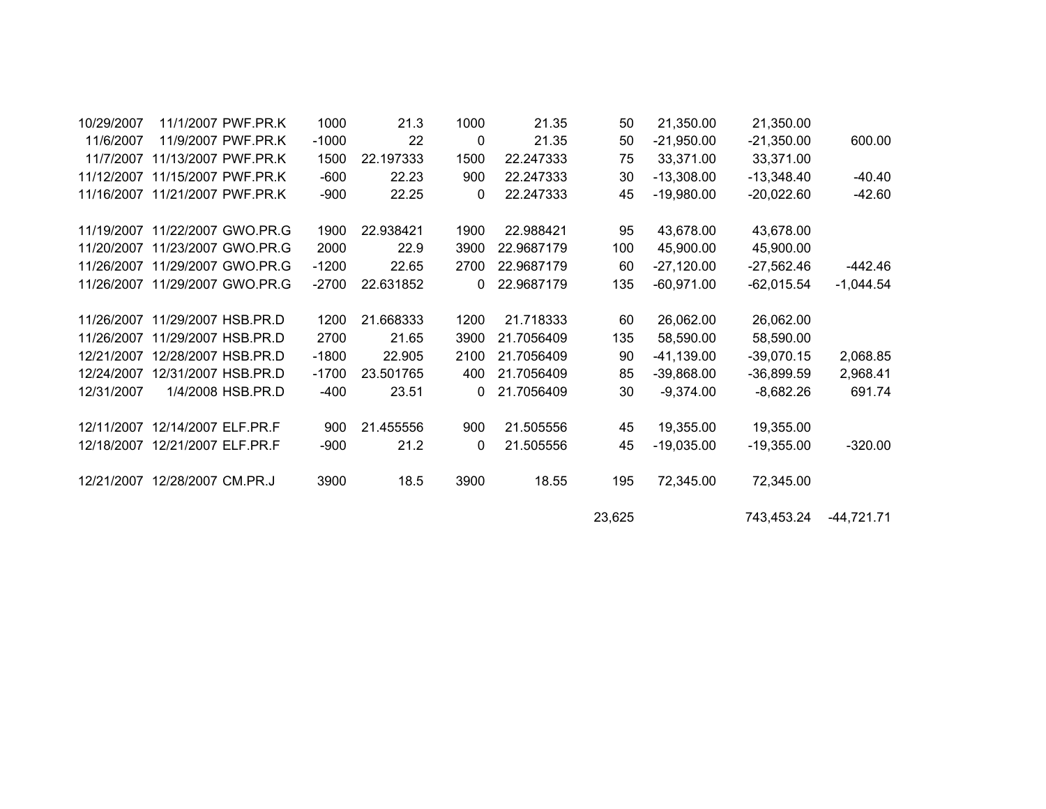| | | | | | | | | | | |
|---|---|---|---|---|---|---|---|---|---|---|
| 10/29/2007 | 11/1/2007 | PWF.PR.K | 1000 | 21.3 | 1000 | 21.35 | 50 | 21,350.00 | 21,350.00 | |
| 11/6/2007 | 11/9/2007 | PWF.PR.K | -1000 | 22 | 0 | 21.35 | 50 | -21,950.00 | -21,350.00 | 600.00 |
| 11/7/2007 | 11/13/2007 | PWF.PR.K | 1500 | 22.197333 | 1500 | 22.247333 | 75 | 33,371.00 | 33,371.00 | |
| 11/12/2007 | 11/15/2007 | PWF.PR.K | -600 | 22.23 | 900 | 22.247333 | 30 | -13,308.00 | -13,348.40 | -40.40 |
| 11/16/2007 | 11/21/2007 | PWF.PR.K | -900 | 22.25 | 0 | 22.247333 | 45 | -19,980.00 | -20,022.60 | -42.60 |
| | | | | | | | | | | |
| 11/19/2007 | 11/22/2007 | GWO.PR.G | 1900 | 22.938421 | 1900 | 22.988421 | 95 | 43,678.00 | 43,678.00 | |
| 11/20/2007 | 11/23/2007 | GWO.PR.G | 2000 | 22.9 | 3900 | 22.9687179 | 100 | 45,900.00 | 45,900.00 | |
| 11/26/2007 | 11/29/2007 | GWO.PR.G | -1200 | 22.65 | 2700 | 22.9687179 | 60 | -27,120.00 | -27,562.46 | -442.46 |
| 11/26/2007 | 11/29/2007 | GWO.PR.G | -2700 | 22.631852 | 0 | 22.9687179 | 135 | -60,971.00 | -62,015.54 | -1,044.54 |
| | | | | | | | | | | |
| 11/26/2007 | 11/29/2007 | HSB.PR.D | 1200 | 21.668333 | 1200 | 21.718333 | 60 | 26,062.00 | 26,062.00 | |
| 11/26/2007 | 11/29/2007 | HSB.PR.D | 2700 | 21.65 | 3900 | 21.7056409 | 135 | 58,590.00 | 58,590.00 | |
| 12/21/2007 | 12/28/2007 | HSB.PR.D | -1800 | 22.905 | 2100 | 21.7056409 | 90 | -41,139.00 | -39,070.15 | 2,068.85 |
| 12/24/2007 | 12/31/2007 | HSB.PR.D | -1700 | 23.501765 | 400 | 21.7056409 | 85 | -39,868.00 | -36,899.59 | 2,968.41 |
| 12/31/2007 | 1/4/2008 | HSB.PR.D | -400 | 23.51 | 0 | 21.7056409 | 30 | -9,374.00 | -8,682.26 | 691.74 |
| | | | | | | | | | | |
| 12/11/2007 | 12/14/2007 | ELF.PR.F | 900 | 21.455556 | 900 | 21.505556 | 45 | 19,355.00 | 19,355.00 | |
| 12/18/2007 | 12/21/2007 | ELF.PR.F | -900 | 21.2 | 0 | 21.505556 | 45 | -19,035.00 | -19,355.00 | -320.00 |
| | | | | | | | | | | |
| 12/21/2007 | 12/28/2007 | CM.PR.J | 3900 | 18.5 | 3900 | 18.55 | 195 | 72,345.00 | 72,345.00 | |
| | | | | | | | | | | |
| | | | | | | | 23,625 | | 743,453.24 | -44,721.71 |